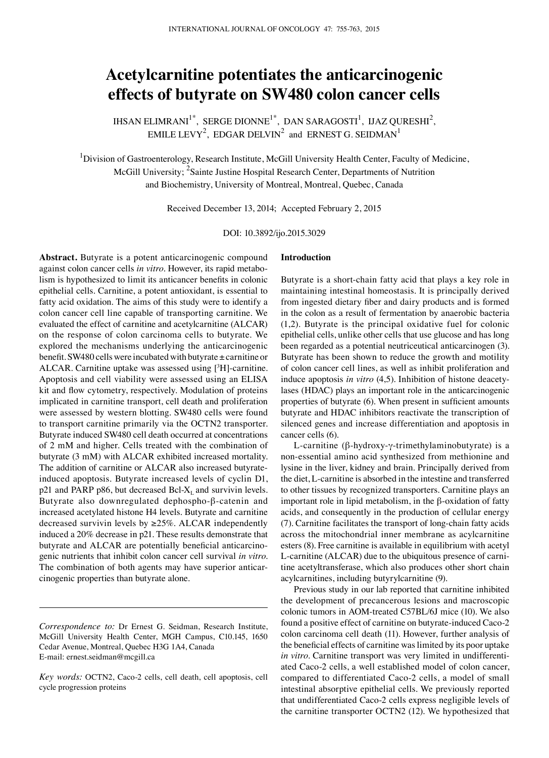# Acetylcarnitine potentiates the anticarcinogenic effects of butyrate on SW480 colon cancer cells

IHSAN ELIMRANI[1*], SERGE DIONNE[1*], DAN SARAGOSTI[1], IJAZ QURESHI[2], EMILE LEVY[2], EDGAR DELVIN[2] and ERNEST G. SEIDMAN[1]

[1]Division of Gastroenterology, Research Institute, McGill University Health Center, Faculty of Medicine, McGill University; [2]Sainte Justine Hospital Research Center, Departments of Nutrition and Biochemistry, University of Montreal, Montreal, Quebec, Canada

Received December 13, 2014; Accepted February 2, 2015

DOI: 10.3892/ijo.2015.3029

**Abstract.** Butyrate is a potent anticarcinogenic compound against colon cancer cells *in vitro*. However, its rapid metabolism is hypothesized to limit its anticancer benefits in colonic epithelial cells. Carnitine, a potent antioxidant, is essential to fatty acid oxidation. The aims of this study were to identify a colon cancer cell line capable of transporting carnitine. We evaluated the effect of carnitine and acetylcarnitine (ALCAR) on the response of colon carcinoma cells to butyrate. We explored the mechanisms underlying the anticarcinogenic benefit. SW480 cells were incubated with butyrate ± carnitine or ALCAR. Carnitine uptake was assessed using [$^3$H]-carnitine. Apoptosis and cell viability were assessed using an ELISA kit and flow cytometry, respectively. Modulation of proteins implicated in carnitine transport, cell death and proliferation were assessed by western blotting. SW480 cells were found to transport carnitine primarily via the OCTN2 transporter. Butyrate induced SW480 cell death occurred at concentrations of 2 mM and higher. Cells treated with the combination of butyrate (3 mM) with ALCAR exhibited increased mortality. The addition of carnitine or ALCAR also increased butyrate-induced apoptosis. Butyrate increased levels of cyclin D1, p21 and PARP p86, but decreased Bcl-$X_L$ and survivin levels. Butyrate also downregulated dephospho-β-catenin and increased acetylated histone H4 levels. Butyrate and carnitine decreased survivin levels by ≥25%. ALCAR independently induced a 20% decrease in p21. These results demonstrate that butyrate and ALCAR are potentially beneficial anticarcinogenic nutrients that inhibit colon cancer cell survival *in vitro*. The combination of both agents may have superior anticarcinogenic properties than butyrate alone.

*Correspondence to:* Dr Ernest G. Seidman, Research Institute, McGill University Health Center, MGH Campus, C10.145, 1650 Cedar Avenue, Montreal, Quebec H3G 1A4, Canada
E-mail: ernest.seidman@mcgill.ca

*Key words:* OCTN2, Caco-2 cells, cell death, cell apoptosis, cell cycle progression proteins

## Introduction

Butyrate is a short-chain fatty acid that plays a key role in maintaining intestinal homeostasis. It is principally derived from ingested dietary fiber and dairy products and is formed in the colon as a result of fermentation by anaerobic bacteria (1,2). Butyrate is the principal oxidative fuel for colonic epithelial cells, unlike other cells that use glucose and has long been regarded as a potential neutriceutical anticarcinogen (3). Butyrate has been shown to reduce the growth and motility of colon cancer cell lines, as well as inhibit proliferation and induce apoptosis *in vitro* (4,5). Inhibition of histone deacetylases (HDAC) plays an important role in the anticarcinogenic properties of butyrate (6). When present in sufficient amounts butyrate and HDAC inhibitors reactivate the transcription of silenced genes and increase differentiation and apoptosis in cancer cells (6).

L-carnitine (β-hydroxy-γ-trimethylaminobutyrate) is a non-essential amino acid synthesized from methionine and lysine in the liver, kidney and brain. Principally derived from the diet, L-carnitine is absorbed in the intestine and transferred to other tissues by recognized transporters. Carnitine plays an important role in lipid metabolism, in the β-oxidation of fatty acids, and consequently in the production of cellular energy (7). Carnitine facilitates the transport of long-chain fatty acids across the mitochondrial inner membrane as acylcarnitine esters (8). Free carnitine is available in equilibrium with acetyl L-carnitine (ALCAR) due to the ubiquitous presence of carnitine acetyltransferase, which also produces other short chain acylcarnitines, including butyrylcarnitine (9).

Previous study in our lab reported that carnitine inhibited the development of precancerous lesions and macroscopic colonic tumors in AOM-treated C57BL/6J mice (10). We also found a positive effect of carnitine on butyrate-induced Caco-2 colon carcinoma cell death (11). However, further analysis of the beneficial effects of carnitine was limited by its poor uptake *in vitro*. Carnitine transport was very limited in undifferentiated Caco-2 cells, a well established model of colon cancer, compared to differentiated Caco-2 cells, a model of small intestinal absorptive epithelial cells. We previously reported that undifferentiated Caco-2 cells express negligible levels of the carnitine transporter OCTN2 (12). We hypothesized that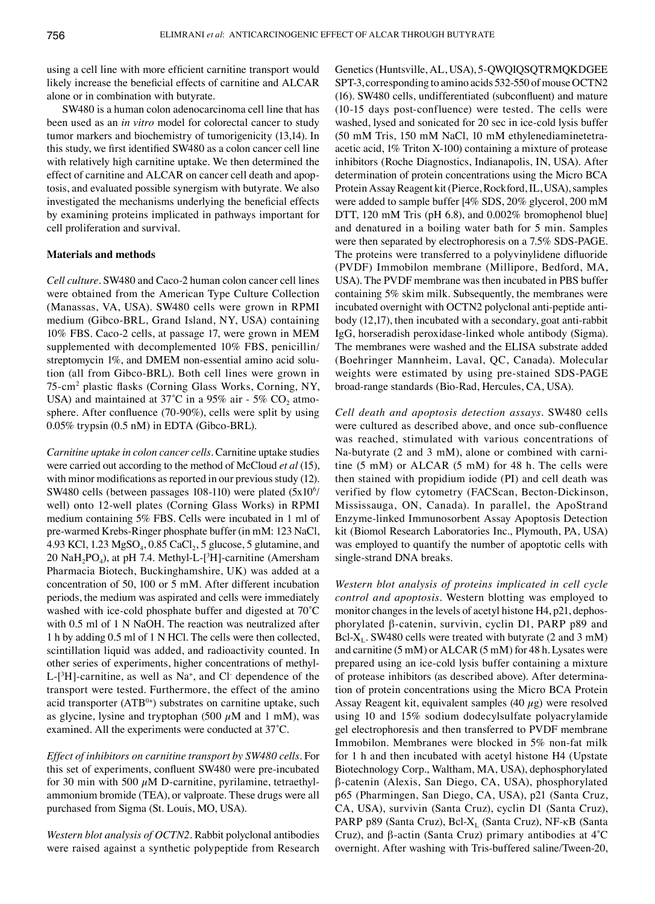using a cell line with more efficient carnitine transport would likely increase the beneficial effects of carnitine and ALCAR alone or in combination with butyrate.

SW480 is a human colon adenocarcinoma cell line that has been used as an *in vitro* model for colorectal cancer to study tumor markers and biochemistry of tumorigenicity (13,14). In this study, we first identified SW480 as a colon cancer cell line with relatively high carnitine uptake. We then determined the effect of carnitine and ALCAR on cancer cell death and apoptosis, and evaluated possible synergism with butyrate. We also investigated the mechanisms underlying the beneficial effects by examining proteins implicated in pathways important for cell proliferation and survival.

## Materials and methods

*Cell culture.* SW480 and Caco-2 human colon cancer cell lines were obtained from the American Type Culture Collection (Manassas, VA, USA). SW480 cells were grown in RPMI medium (Gibco-BRL, Grand Island, NY, USA) containing 10% FBS. Caco-2 cells, at passage 17, were grown in MEM supplemented with decomplemented 10% FBS, penicillin/streptomycin 1%, and DMEM non-essential amino acid solution (all from Gibco-BRL). Both cell lines were grown in 75-cm$^2$ plastic flasks (Corning Glass Works, Corning, NY, USA) and maintained at 37˚C in a 95% air - 5% $CO_2$ atmosphere. After confluence (70-90%), cells were split by using 0.05% trypsin (0.5 nM) in EDTA (Gibco-BRL).

*Carnitine uptake in colon cancer cells.* Carnitine uptake studies were carried out according to the method of McCloud *et al* (15), with minor modifications as reported in our previous study (12). SW480 cells (between passages 108-110) were plated (5x10$^6$/well) onto 12-well plates (Corning Glass Works) in RPMI medium containing 5% FBS. Cells were incubated in 1 ml of pre-warmed Krebs-Ringer phosphate buffer (in mM: 123 NaCl, 4.93 KCl, 1.23 $MgSO_4$, 0.85 $CaCl_2$, 5 glucose, 5 glutamine, and 20 $NaH_2PO_4$), at pH 7.4. Methyl-L-[$^3$H]-carnitine (Amersham Pharmacia Biotech, Buckinghamshire, UK) was added at a concentration of 50, 100 or 5 mM. After different incubation periods, the medium was aspirated and cells were immediately washed with ice-cold phosphate buffer and digested at 70˚C with 0.5 ml of 1 N NaOH. The reaction was neutralized after 1 h by adding 0.5 ml of 1 N HCl. The cells were then collected, scintillation liquid was added, and radioactivity counted. In other series of experiments, higher concentrations of methyl-L-[$^3$H]-carnitine, as well as $Na^+$, and $Cl^-$ dependence of the transport were tested. Furthermore, the effect of the amino acid transporter ($ATB^{0+}$) substrates on carnitine uptake, such as glycine, lysine and tryptophan (500 $\mu$M and 1 mM), was examined. All the experiments were conducted at 37˚C.

*Effect of inhibitors on carnitine transport by SW480 cells.* For this set of experiments, confluent SW480 were pre-incubated for 30 min with 500 $\mu$M D-carnitine, pyrilamine, tetraethylammonium bromide (TEA), or valproate. These drugs were all purchased from Sigma (St. Louis, MO, USA).

*Western blot analysis of OCTN2.* Rabbit polyclonal antibodies were raised against a synthetic polypeptide from Research Genetics (Huntsville, AL, USA), 5-QWQIQSQTRMQKDGEE SPT-3, corresponding to amino acids 532-550 of mouse OCTN2 (16). SW480 cells, undifferentiated (subconfluent) and mature (10-15 days post-confluence) were tested. The cells were washed, lysed and sonicated for 20 sec in ice-cold lysis buffer (50 mM Tris, 150 mM NaCl, 10 mM ethylenediaminetetraacetic acid, 1% Triton X-100) containing a mixture of protease inhibitors (Roche Diagnostics, Indianapolis, IN, USA). After determination of protein concentrations using the Micro BCA Protein Assay Reagent kit (Pierce, Rockford, IL, USA), samples were added to sample buffer [4% SDS, 20% glycerol, 200 mM DTT, 120 mM Tris (pH 6.8), and 0.002% bromophenol blue] and denatured in a boiling water bath for 5 min. Samples were then separated by electrophoresis on a 7.5% SDS-PAGE. The proteins were transferred to a polyvinylidene difluoride (PVDF) Immobilon membrane (Millipore, Bedford, MA, USA). The PVDF membrane was then incubated in PBS buffer containing 5% skim milk. Subsequently, the membranes were incubated overnight with OCTN2 polyclonal anti-peptide antibody (12,17), then incubated with a secondary, goat anti-rabbit IgG, horseradish peroxidase-linked whole antibody (Sigma). The membranes were washed and the ELISA substrate added (Boehringer Mannheim, Laval, QC, Canada). Molecular weights were estimated by using pre-stained SDS-PAGE broad-range standards (Bio-Rad, Hercules, CA, USA).

*Cell death and apoptosis detection assays.* SW480 cells were cultured as described above, and once sub-confluence was reached, stimulated with various concentrations of Na-butyrate (2 and 3 mM), alone or combined with carnitine (5 mM) or ALCAR (5 mM) for 48 h. The cells were then stained with propidium iodide (PI) and cell death was verified by flow cytometry (FACScan, Becton-Dickinson, Mississauga, ON, Canada). In parallel, the ApoStrand Enzyme-linked Immunosorbent Assay Apoptosis Detection kit (Biomol Research Laboratories Inc., Plymouth, PA, USA) was employed to quantify the number of apoptotic cells with single-strand DNA breaks.

*Western blot analysis of proteins implicated in cell cycle control and apoptosis.* Western blotting was employed to monitor changes in the levels of acetyl histone H4, p21, dephosphorylated β-catenin, survivin, cyclin D1, PARP p89 and $Bcl\text{-}X_L$. SW480 cells were treated with butyrate (2 and 3 mM) and carnitine (5 mM) or ALCAR (5 mM) for 48 h. Lysates were prepared using an ice-cold lysis buffer containing a mixture of protease inhibitors (as described above). After determination of protein concentrations using the Micro BCA Protein Assay Reagent kit, equivalent samples (40 $\mu$g) were resolved using 10 and 15% sodium dodecylsulfate polyacrylamide gel electrophoresis and then transferred to PVDF membrane Immobilon. Membranes were blocked in 5% non-fat milk for 1 h and then incubated with acetyl histone H4 (Upstate Biotechnology Corp., Waltham, MA, USA), dephosphorylated β-catenin (Alexis, San Diego, CA, USA), phosphorylated p65 (Pharmingen, San Diego, CA, USA), p21 (Santa Cruz, CA, USA), survivin (Santa Cruz), cyclin D1 (Santa Cruz), PARP p89 (Santa Cruz), $Bcl\text{-}X_L$ (Santa Cruz), NF-κB (Santa Cruz), and β-actin (Santa Cruz) primary antibodies at 4˚C overnight. After washing with Tris-buffered saline/Tween-20,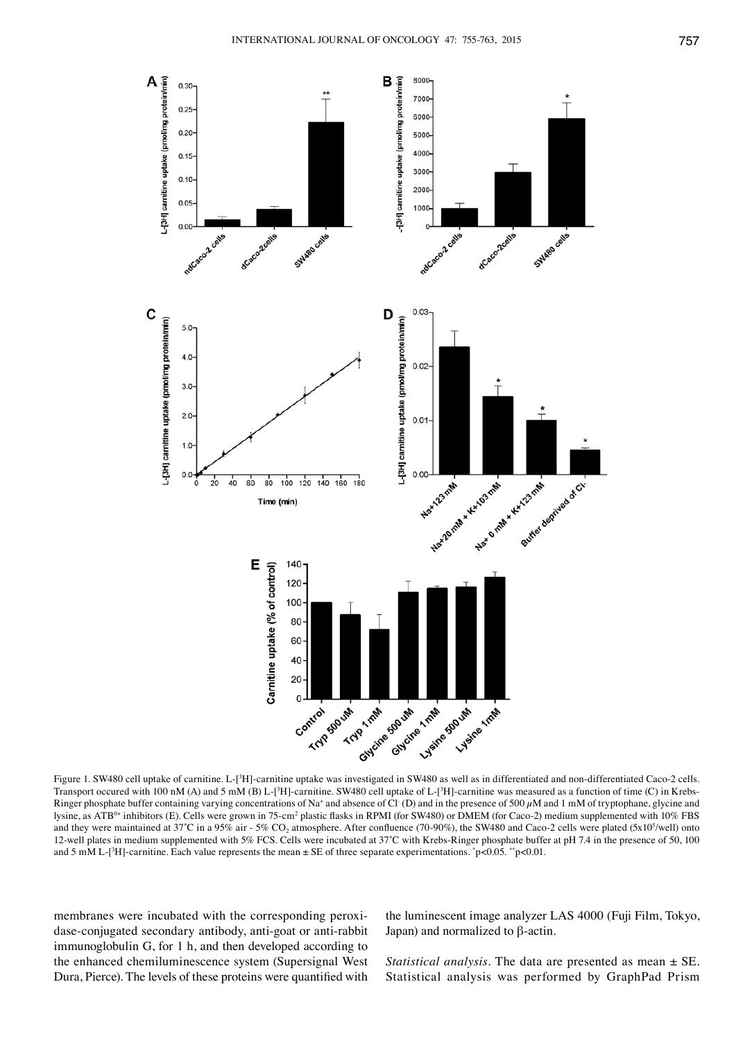Figure 1. SW480 cell uptake of carnitine. L-[$^3$H]-carnitine uptake was investigated in SW480 as well as in differentiated and non-differentiated Caco-2 cells. Transport occured with 100 nM (A) and 5 mM (B) L-[$^3$H]-carnitine. SW480 cell uptake of L-[$^3$H]-carnitine was measured as a function of time (C) in Krebs-Ringer phosphate buffer containing varying concentrations of $Na^+$ and absence of $Cl^-$ (D) and in the presence of 500 $\mu$M and 1 mM of tryptophane, glycine and lysine, as $ATB^{0+}$ inhibitors (E). Cells were grown in 75-cm$^2$ plastic flasks in RPMI (for SW480) or DMEM (for Caco-2) medium supplemented with 10% FBS and they were maintained at 37˚C in a 95% air - 5% $CO_2$ atmosphere. After confluence (70-90%), the SW480 and Caco-2 cells were plated (5x10$^5$/well) onto 12-well plates in medium supplemented with 5% FCS. Cells were incubated at 37˚C with Krebs-Ringer phosphate buffer at pH 7.4 in the presence of 50, 100 and 5 mM L-[$^3$H]-carnitine. Each value represents the mean ± SE of three separate experimentations. $^*p<0.05$. $^{**}p<0.01$.

membranes were incubated with the corresponding peroxidase-conjugated secondary antibody, anti-goat or anti-rabbit immunoglobulin G, for 1 h, and then developed according to the enhanced chemiluminescence system (Supersignal West Dura, Pierce). The levels of these proteins were quantified with the luminescent image analyzer LAS 4000 (Fuji Film, Tokyo, Japan) and normalized to β-actin.

*Statistical analysis*. The data are presented as mean ± SE. Statistical analysis was performed by GraphPad Prism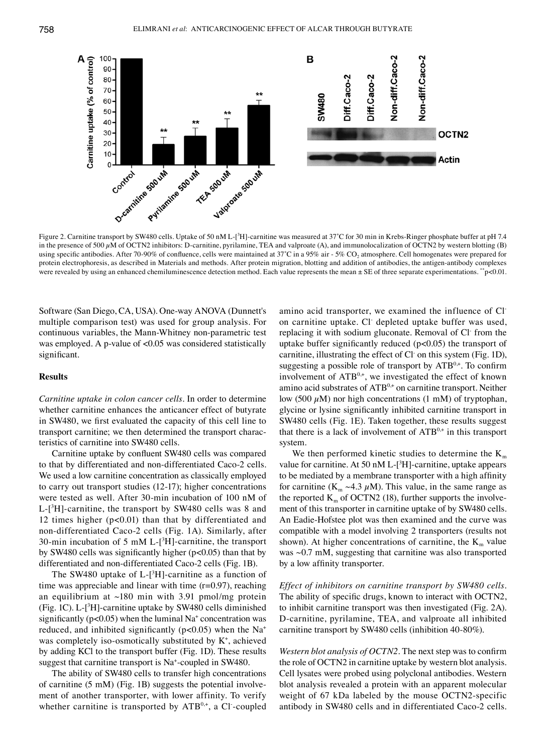Figure 2. Carnitine transport by SW480 cells. Uptake of 50 nM L-[$^3$H]-carnitine was measured at 37˚C for 30 min in Krebs-Ringer phosphate buffer at pH 7.4 in the presence of 500 $\mu$M of OCTN2 inhibitors: D-carnitine, pyrilamine, TEA and valproate (A), and immunolocalization of OCTN2 by western blotting (B) using specific antibodies. After 70-90% of confluence, cells were maintained at 37˚C in a 95% air - 5% $CO_2$ atmosphere. Cell homogenates were prepared for protein electrophoresis, as described in Materials and methods. After protein migration, blotting and addition of antibodies, the antigen-antibody complexes were revealed by using an enhanced chemiluminescence detection method. Each value represents the mean ± SE of three separate experimentations. $^{**}p<0.01$.

Software (San Diego, CA, USA). One-way ANOVA (Dunnett's multiple comparison test) was used for group analysis. For continuous variables, the Mann-Whitney non-parametric test was employed. A p-value of <0.05 was considered statistically significant.

## Results

*Carnitine uptake in colon cancer cells.* In order to determine whether carnitine enhances the anticancer effect of butyrate in SW480, we first evaluated the capacity of this cell line to transport carnitine; we then determined the transport characteristics of carnitine into SW480 cells.

Carnitine uptake by confluent SW480 cells was compared to that by differentiated and non-differentiated Caco-2 cells. We used a low carnitine concentration as classically employed to carry out transport studies (12-17); higher concentrations were tested as well. After 30-min incubation of 100 nM of L-[$^3$H]-carnitine, the transport by SW480 cells was 8 and 12 times higher ($p<0.01$) than that by differentiated and non-differentiated Caco-2 cells (Fig. 1A). Similarly, after 30-min incubation of 5 mM L-[$^3$H]-carnitine, the transport by SW480 cells was significantly higher ($p<0.05$) than that by differentiated and non-differentiated Caco-2 cells (Fig. 1B).

The SW480 uptake of L-[$^3$H]-carnitine as a function of time was appreciable and linear with time (r=0.97), reaching an equilibrium at ~180 min with 3.91 pmol/mg protein (Fig. 1C). L-[$^3$H]-carnitine uptake by SW480 cells diminished significantly ($p<0.05$) when the luminal $Na^+$ concentration was reduced, and inhibited significantly ($p<0.05$) when the $Na^+$ was completely iso-osmotically substituted by $K^+$, achieved by adding KCl to the transport buffer (Fig. 1D). These results suggest that carnitine transport is $Na^+$-coupled in SW480.

The ability of SW480 cells to transfer high concentrations of carnitine (5 mM) (Fig. 1B) suggests the potential involvement of another transporter, with lower affinity. To verify whether carnitine is transported by $ATB^{0,+}$, a $Cl^-$-coupled amino acid transporter, we examined the influence of $Cl^-$ on carnitine uptake. $Cl^-$ depleted uptake buffer was used, replacing it with sodium gluconate. Removal of $Cl^-$ from the uptake buffer significantly reduced ($p<0.05$) the transport of carnitine, illustrating the effect of $Cl^-$ on this system (Fig. 1D), suggesting a possible role of transport by $ATB^{0,+}$. To confirm involvement of $ATB^{0,+}$, we investigated the effect of known amino acid substrates of $ATB^{0,+}$ on carnitine transport. Neither low (500 $\mu$M) nor high concentrations (1 mM) of tryptophan, glycine or lysine significantly inhibited carnitine transport in SW480 cells (Fig. 1E). Taken together, these results suggest that there is a lack of involvement of $ATB^{0,+}$ in this transport system.

We then performed kinetic studies to determine the $K_m$ value for carnitine. At 50 nM L-[$^3$H]-carnitine, uptake appears to be mediated by a membrane transporter with a high affinity for carnitine ($K_m$ ~4.3 $\mu$M). This value, in the same range as the reported $K_m$ of OCTN2 (18), further supports the involvement of this transporter in carnitine uptake of by SW480 cells. An Eadie-Hofstee plot was then examined and the curve was compatible with a model involving 2 transporters (results not shown). At higher concentrations of carnitine, the $K_m$ value was ~0.7 mM, suggesting that carnitine was also transported by a low affinity transporter.

*Effect of inhibitors on carnitine transport by SW480 cells.* The ability of specific drugs, known to interact with OCTN2, to inhibit carnitine transport was then investigated (Fig. 2A). D-carnitine, pyrilamine, TEA, and valproate all inhibited carnitine transport by SW480 cells (inhibition 40-80%).

*Western blot analysis of OCTN2.* The next step was to confirm the role of OCTN2 in carnitine uptake by western blot analysis. Cell lysates were probed using polyclonal antibodies. Western blot analysis revealed a protein with an apparent molecular weight of 67 kDa labeled by the mouse OCTN2-specific antibody in SW480 cells and in differentiated Caco-2 cells.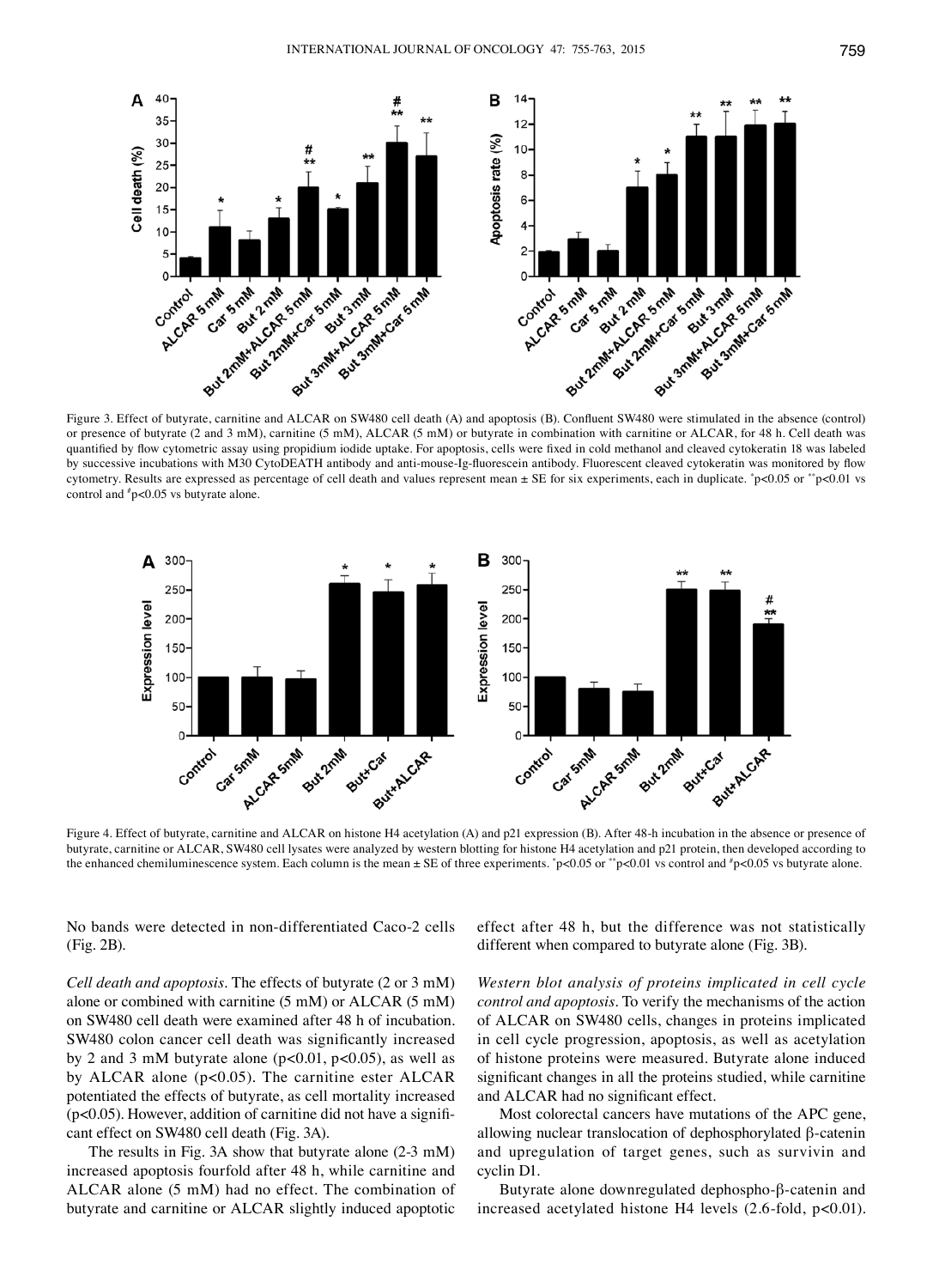Figure 3. Effect of butyrate, carnitine and ALCAR on SW480 cell death (A) and apoptosis (B). Confluent SW480 were stimulated in the absence (control) or presence of butyrate (2 and 3 mM), carnitine (5 mM), ALCAR (5 mM) or butyrate in combination with carnitine or ALCAR, for 48 h. Cell death was quantified by flow cytometric assay using propidium iodide uptake. For apoptosis, cells were fixed in cold methanol and cleaved cytokeratin 18 was labeled by successive incubations with M30 CytoDEATH antibody and anti-mouse-Ig-fluorescein antibody. Fluorescent cleaved cytokeratin was monitored by flow cytometry. Results are expressed as percentage of cell death and values represent mean ± SE for six experiments, each in duplicate. *p<0.05 or **p<0.01 vs control and #p<0.05 vs butyrate alone.

Figure 4. Effect of butyrate, carnitine and ALCAR on histone H4 acetylation (A) and p21 expression (B). After 48-h incubation in the absence or presence of butyrate, carnitine or ALCAR, SW480 cell lysates were analyzed by western blotting for histone H4 acetylation and p21 protein, then developed according to the enhanced chemiluminescence system. Each column is the mean ± SE of three experiments. *p<0.05 or **p<0.01 vs control and #p<0.05 vs butyrate alone.

No bands were detected in non-differentiated Caco-2 cells (Fig. 2B).

*Cell death and apoptosis*. The effects of butyrate (2 or 3 mM) alone or combined with carnitine (5 mM) or ALCAR (5 mM) on SW480 cell death were examined after 48 h of incubation. SW480 colon cancer cell death was significantly increased by 2 and 3 mM butyrate alone ($p<0.01$, $p<0.05$), as well as by ALCAR alone ($p<0.05$). The carnitine ester ALCAR potentiated the effects of butyrate, as cell mortality increased ($p<0.05$). However, addition of carnitine did not have a significant effect on SW480 cell death (Fig. 3A).

The results in Fig. 3A show that butyrate alone (2-3 mM) increased apoptosis fourfold after 48 h, while carnitine and ALCAR alone (5 mM) had no effect. The combination of butyrate and carnitine or ALCAR slightly induced apoptotic effect after 48 h, but the difference was not statistically different when compared to butyrate alone (Fig. 3B).

*Western blot analysis of proteins implicated in cell cycle control and apoptosis*. To verify the mechanisms of the action of ALCAR on SW480 cells, changes in proteins implicated in cell cycle progression, apoptosis, as well as acetylation of histone proteins were measured. Butyrate alone induced significant changes in all the proteins studied, while carnitine and ALCAR had no significant effect.

Most colorectal cancers have mutations of the APC gene, allowing nuclear translocation of dephosphorylated β-catenin and upregulation of target genes, such as survivin and cyclin D1.

Butyrate alone downregulated dephospho-β-catenin and increased acetylated histone H4 levels (2.6-fold, $p<0.01$).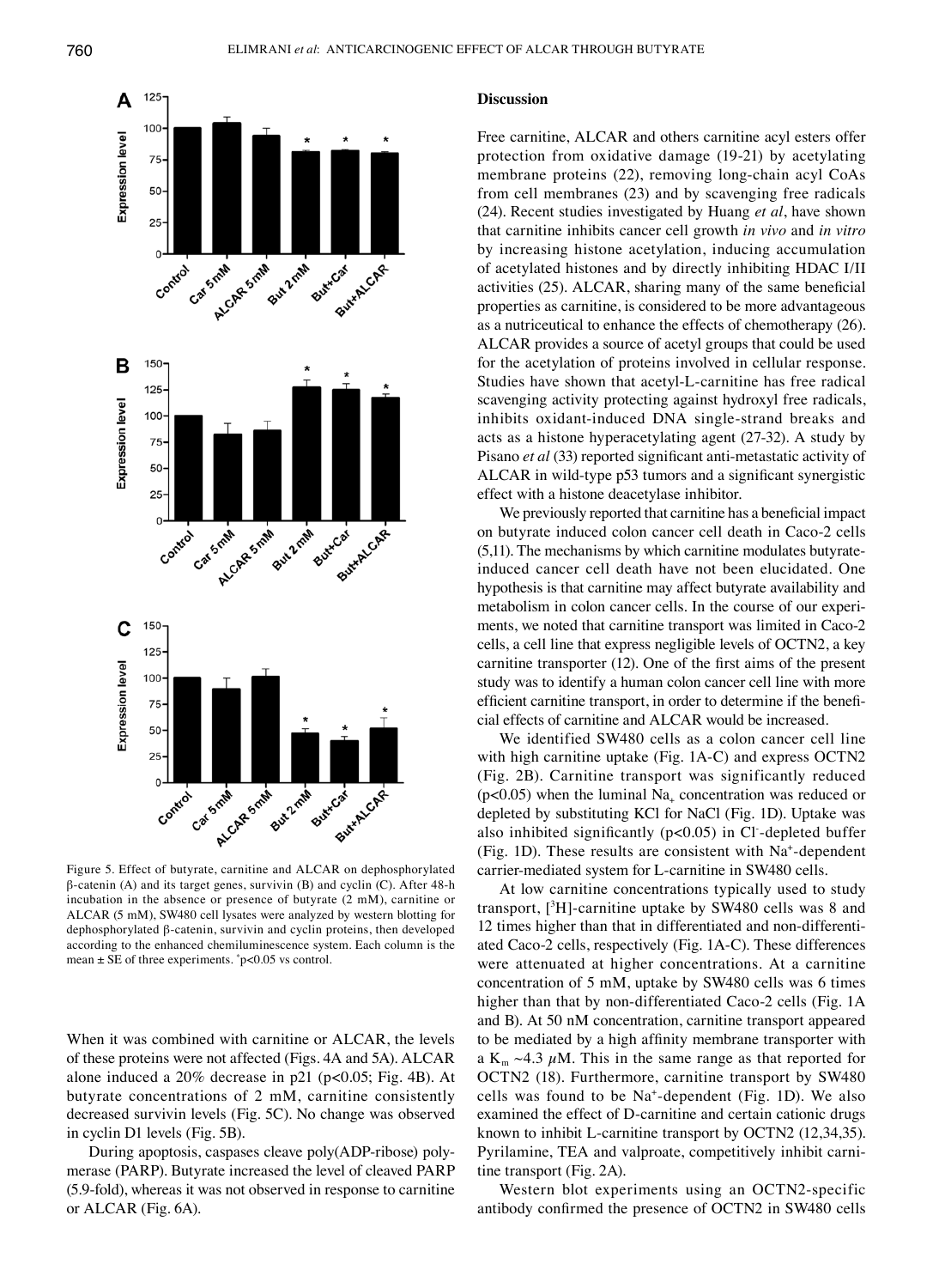Figure 5. Effect of butyrate, carnitine and ALCAR on dephosphorylated β-catenin (A) and its target genes, survivin (B) and cyclin (C). After 48-h incubation in the absence or presence of butyrate (2 mM), carnitine or ALCAR (5 mM), SW480 cell lysates were analyzed by western blotting for dephosphorylated β-catenin, survivin and cyclin proteins, then developed according to the enhanced chemiluminescence system. Each column is the mean ± SE of three experiments. *p<0.05 vs control.

When it was combined with carnitine or ALCAR, the levels of these proteins were not affected (Figs. 4A and 5A). ALCAR alone induced a 20% decrease in p21 ($p<0.05$; Fig. 4B). At butyrate concentrations of 2 mM, carnitine consistently decreased survivin levels (Fig. 5C). No change was observed in cyclin D1 levels (Fig. 5B).

During apoptosis, caspases cleave poly(ADP-ribose) polymerase (PARP). Butyrate increased the level of cleaved PARP (5.9-fold), whereas it was not observed in response to carnitine or ALCAR (Fig. 6A).

## Discussion

Free carnitine, ALCAR and others carnitine acyl esters offer protection from oxidative damage (19-21) by acetylating membrane proteins (22), removing long-chain acyl CoAs from cell membranes (23) and by scavenging free radicals (24). Recent studies investigated by Huang *et al*, have shown that carnitine inhibits cancer cell growth *in vivo* and *in vitro* by increasing histone acetylation, inducing accumulation of acetylated histones and by directly inhibiting HDAC I/II activities (25). ALCAR, sharing many of the same beneficial properties as carnitine, is considered to be more advantageous as a nutriceutical to enhance the effects of chemotherapy (26). ALCAR provides a source of acetyl groups that could be used for the acetylation of proteins involved in cellular response. Studies have shown that acetyl-L-carnitine has free radical scavenging activity protecting against hydroxyl free radicals, inhibits oxidant-induced DNA single-strand breaks and acts as a histone hyperacetylating agent (27-32). A study by Pisano *et al* (33) reported significant anti-metastatic activity of ALCAR in wild-type p53 tumors and a significant synergistic effect with a histone deacetylase inhibitor.

We previously reported that carnitine has a beneficial impact on butyrate induced colon cancer cell death in Caco-2 cells (5,11). The mechanisms by which carnitine modulates butyrate-induced cancer cell death have not been elucidated. One hypothesis is that carnitine may affect butyrate availability and metabolism in colon cancer cells. In the course of our experiments, we noted that carnitine transport was limited in Caco-2 cells, a cell line that express negligible levels of OCTN2, a key carnitine transporter (12). One of the first aims of the present study was to identify a human colon cancer cell line with more efficient carnitine transport, in order to determine if the beneficial effects of carnitine and ALCAR would be increased.

We identified SW480 cells as a colon cancer cell line with high carnitine uptake (Fig. 1A-C) and express OCTN2 (Fig. 2B). Carnitine transport was significantly reduced ($p<0.05$) when the luminal $Na_+$ concentration was reduced or depleted by substituting KCl for NaCl (Fig. 1D). Uptake was also inhibited significantly ($p<0.05$) in $Cl^-$-depleted buffer (Fig. 1D). These results are consistent with $Na^+$-dependent carrier-mediated system for L-carnitine in SW480 cells.

At low carnitine concentrations typically used to study transport, [$^3$H]-carnitine uptake by SW480 cells was 8 and 12 times higher than that in differentiated and non-differentiated Caco-2 cells, respectively (Fig. 1A-C). These differences were attenuated at higher concentrations. At a carnitine concentration of 5 mM, uptake by SW480 cells was 6 times higher than that by non-differentiated Caco-2 cells (Fig. 1A and B). At 50 nM concentration, carnitine transport appeared to be mediated by a high affinity membrane transporter with a $K_m$ ~4.3 $\mu$M. This in the same range as that reported for OCTN2 (18). Furthermore, carnitine transport by SW480 cells was found to be $Na^+$-dependent (Fig. 1D). We also examined the effect of D-carnitine and certain cationic drugs known to inhibit L-carnitine transport by OCTN2 (12,34,35). Pyrilamine, TEA and valproate, competitively inhibit carnitine transport (Fig. 2A).

Western blot experiments using an OCTN2-specific antibody confirmed the presence of OCTN2 in SW480 cells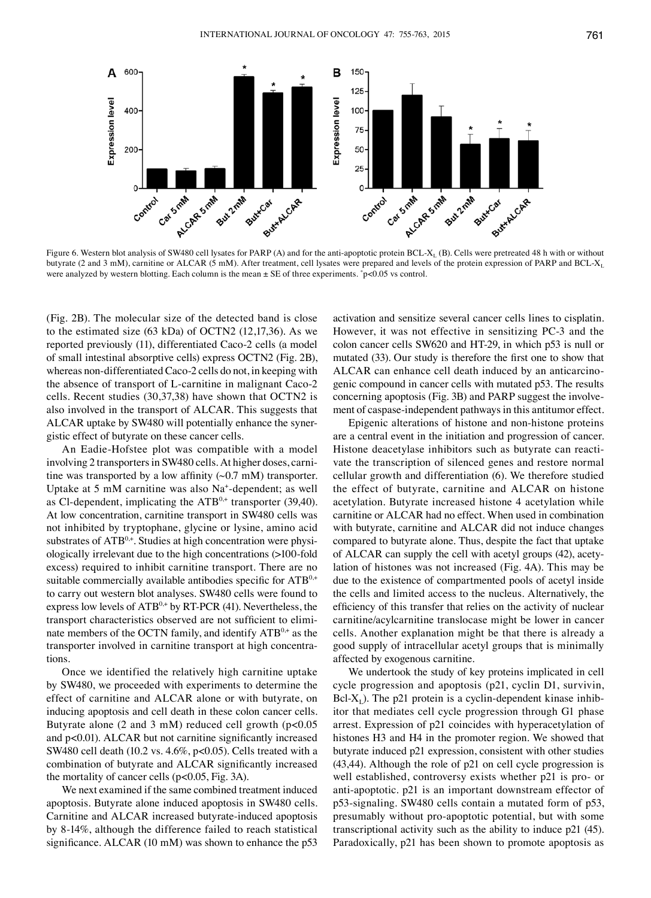Figure 6. Western blot analysis of SW480 cell lysates for PARP (A) and for the anti-apoptotic protein BCL-$X_L$ (B). Cells were pretreated 48 h with or without butyrate (2 and 3 mM), carnitine or ALCAR (5 mM). After treatment, cell lysates were prepared and levels of the protein expression of PARP and BCL-$X_L$ were analyzed by western blotting. Each column is the mean ± SE of three experiments. *p<0.05 vs control.

(Fig. 2B). The molecular size of the detected band is close to the estimated size (63 kDa) of OCTN2 (12,17,36). As we reported previously (11), differentiated Caco-2 cells (a model of small intestinal absorptive cells) express OCTN2 (Fig. 2B), whereas non-differentiated Caco-2 cells do not, in keeping with the absence of transport of L-carnitine in malignant Caco-2 cells. Recent studies (30,37,38) have shown that OCTN2 is also involved in the transport of ALCAR. This suggests that ALCAR uptake by SW480 will potentially enhance the synergistic effect of butyrate on these cancer cells.

An Eadie-Hofstee plot was compatible with a model involving 2 transporters in SW480 cells. At higher doses, carnitine was transported by a low affinity (~0.7 mM) transporter. Uptake at 5 mM carnitine was also $Na^+$-dependent; as well as Cl-dependent, implicating the $ATB^{0,+}$ transporter (39,40). At low concentration, carnitine transport in SW480 cells was not inhibited by tryptophane, glycine or lysine, amino acid substrates of $ATB^{0,+}$. Studies at high concentration were physiologically irrelevant due to the high concentrations (>100-fold excess) required to inhibit carnitine transport. There are no suitable commercially available antibodies specific for $ATB^{0,+}$ to carry out western blot analyses. SW480 cells were found to express low levels of $ATB^{0,+}$ by RT-PCR (41). Nevertheless, the transport characteristics observed are not sufficient to eliminate members of the OCTN family, and identify $ATB^{0,+}$ as the transporter involved in carnitine transport at high concentrations.

Once we identified the relatively high carnitine uptake by SW480, we proceeded with experiments to determine the effect of carnitine and ALCAR alone or with butyrate, on inducing apoptosis and cell death in these colon cancer cells. Butyrate alone (2 and 3 mM) reduced cell growth ($p<0.05$ and $p<0.01$). ALCAR but not carnitine significantly increased SW480 cell death (10.2 vs. 4.6%, $p<0.05$). Cells treated with a combination of butyrate and ALCAR significantly increased the mortality of cancer cells ($p<0.05$, Fig. 3A).

We next examined if the same combined treatment induced apoptosis. Butyrate alone induced apoptosis in SW480 cells. Carnitine and ALCAR increased butyrate-induced apoptosis by 8-14%, although the difference failed to reach statistical significance. ALCAR (10 mM) was shown to enhance the p53 activation and sensitize several cancer cells lines to cisplatin. However, it was not effective in sensitizing PC-3 and the colon cancer cells SW620 and HT-29, in which p53 is null or mutated (33). Our study is therefore the first one to show that ALCAR can enhance cell death induced by an anticarcinogenic compound in cancer cells with mutated p53. The results concerning apoptosis (Fig. 3B) and PARP suggest the involvement of caspase-independent pathways in this antitumor effect.

Epigenic alterations of histone and non-histone proteins are a central event in the initiation and progression of cancer. Histone deacetylase inhibitors such as butyrate can reactivate the transcription of silenced genes and restore normal cellular growth and differentiation (6). We therefore studied the effect of butyrate, carnitine and ALCAR on histone acetylation. Butyrate increased histone 4 acetylation while carnitine or ALCAR had no effect. When used in combination with butyrate, carnitine and ALCAR did not induce changes compared to butyrate alone. Thus, despite the fact that uptake of ALCAR can supply the cell with acetyl groups (42), acetylation of histones was not increased (Fig. 4A). This may be due to the existence of compartmented pools of acetyl inside the cells and limited access to the nucleus. Alternatively, the efficiency of this transfer that relies on the activity of nuclear carnitine/acylcarnitine translocase might be lower in cancer cells. Another explanation might be that there is already a good supply of intracellular acetyl groups that is minimally affected by exogenous carnitine.

We undertook the study of key proteins implicated in cell cycle progression and apoptosis (p21, cyclin D1, survivin, Bcl-$X_L$). The p21 protein is a cyclin-dependent kinase inhibitor that mediates cell cycle progression through G1 phase arrest. Expression of p21 coincides with hyperacetylation of histones H3 and H4 in the promoter region. We showed that butyrate induced p21 expression, consistent with other studies (43,44). Although the role of p21 on cell cycle progression is well established, controversy exists whether p21 is pro- or anti-apoptotic. p21 is an important downstream effector of p53-signaling. SW480 cells contain a mutated form of p53, presumably without pro-apoptotic potential, but with some transcriptional activity such as the ability to induce p21 (45). Paradoxically, p21 has been shown to promote apoptosis as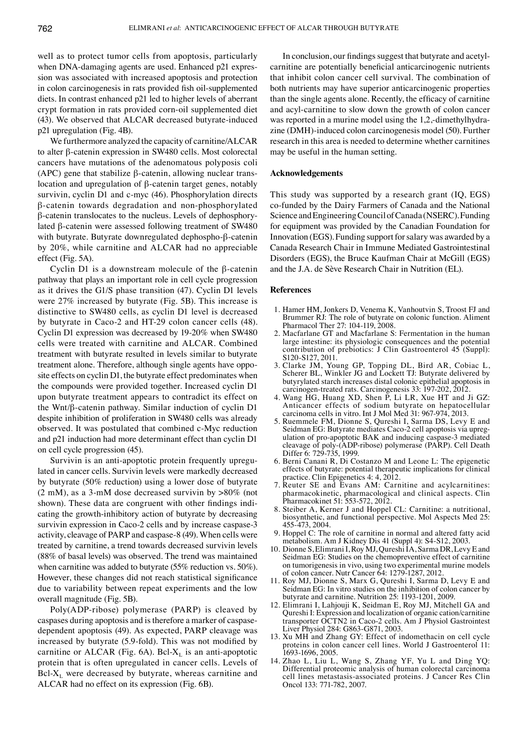well as to protect tumor cells from apoptosis, particularly when DNA-damaging agents are used. Enhanced p21 expression was associated with increased apoptosis and protection in colon carcinogenesis in rats provided fish oil-supplemented diets. In contrast enhanced p21 led to higher levels of aberrant crypt formation in rats provided corn-oil supplemented diet (43). We observed that ALCAR decreased butyrate-induced p21 upregulation (Fig. 4B).

We furthermore analyzed the capacity of carnitine/ALCAR to alter β-catenin expression in SW480 cells. Most colorectal cancers have mutations of the adenomatous polyposis coli (APC) gene that stabilize β-catenin, allowing nuclear translocation and upregulation of β-catenin target genes, notably survivin, cyclin D1 and c-myc (46). Phosphorylation directs β-catenin towards degradation and non-phosphorylated β-catenin translocates to the nucleus. Levels of dephosphorylated β-catenin were assessed following treatment of SW480 with butyrate. Butyrate downregulated dephospho-β-catenin by 20%, while carnitine and ALCAR had no appreciable effect (Fig. 5A).

Cyclin D1 is a downstream molecule of the β-catenin pathway that plays an important role in cell cycle progression as it drives the G1/S phase transition (47). Cyclin D1 levels were 27% increased by butyrate (Fig. 5B). This increase is distinctive to SW480 cells, as cyclin D1 level is decreased by butyrate in Caco-2 and HT-29 colon cancer cells (48). Cyclin D1 expression was decreased by 19-20% when SW480 cells were treated with carnitine and ALCAR. Combined treatment with butyrate resulted in levels similar to butyrate treatment alone. Therefore, although single agents have opposite effects on cyclin D1, the butyrate effect predominates when the compounds were provided together. Increased cyclin D1 upon butyrate treatment appears to contradict its effect on the Wnt/β-catenin pathway. Similar induction of cyclin D1 despite inhibition of proliferation in SW480 cells was already observed. It was postulated that combined c-Myc reduction and p21 induction had more determinant effect than cyclin D1 on cell cycle progression (45).

Survivin is an anti-apoptotic protein frequently upregulated in cancer cells. Survivin levels were markedly decreased by butyrate (50% reduction) using a lower dose of butyrate (2 mM), as a 3-mM dose decreased survivin by >80% (not shown). These data are congruent with other findings indicating the growth-inhibitory action of butyrate by decreasing survivin expression in Caco-2 cells and by increase caspase-3 activity, cleavage of PARP and caspase-8 (49). When cells were treated by carnitine, a trend towards decreased survivin levels (88% of basal levels) was observed. The trend was maintained when carnitine was added to butyrate (55% reduction vs. 50%). However, these changes did not reach statistical significance due to variability between repeat experiments and the low overall magnitude (Fig. 5B).

Poly(ADP-ribose) polymerase (PARP) is cleaved by caspases during apoptosis and is therefore a marker of caspase-dependent apoptosis (49). As expected, PARP cleavage was increased by butyrate (5.9-fold). This was not modified by carnitine or ALCAR (Fig. 6A). Bcl-$X_L$ is an anti-apoptotic protein that is often upregulated in cancer cells. Levels of Bcl-$X_L$ were decreased by butyrate, whereas carnitine and ALCAR had no effect on its expression (Fig. 6B).

In conclusion, our findings suggest that butyrate and acetylcarnitine are potentially beneficial anticarcinogenic nutrients that inhibit colon cancer cell survival. The combination of both nutrients may have superior anticarcinogenic properties than the single agents alone. Recently, the efficacy of carnitine and acyl-carnitine to slow down the growth of colon cancer was reported in a murine model using the 1,2,-dimethylhydrazine (DMH)-induced colon carcinogenesis model (50). Further research in this area is needed to determine whether carnitines may be useful in the human setting.

## Acknowledgements

This study was supported by a research grant (IQ, EGS) co-funded by the Dairy Farmers of Canada and the National Science and Engineering Council of Canada (NSERC). Funding for equipment was provided by the Canadian Foundation for Innovation (EGS). Funding support for salary was awarded by a Canada Research Chair in Immune Mediated Gastrointestinal Disorders (EGS), the Bruce Kaufman Chair at McGill (EGS) and the J.A. de Sève Research Chair in Nutrition (EL).

## References

1. Hamer HM, Jonkers D, Venema K, Vanhoutvin S, Troost FJ and Brummer RJ: The role of butyrate on colonic function. Aliment Pharmacol Ther 27: 104-119, 2008.
2. Macfarlane GT and Macfarlane S: Fermentation in the human large intestine: its physiologic consequences and the potential contribution of prebiotics: J Clin Gastroenterol 45 (Suppl): S120-S127, 2011.
3. Clarke JM, Young GP, Topping DL, Bird AR, Cobiac L, Scherer BL, Winkler JG and Lockett TJ: Butyrate delivered by butyrylated starch increases distal colonic epithelial apoptosis in carcinogen-treated rats. Carcinogenesis 33: 197-202, 2012.
4. Wang HG, Huang XD, Shen P, Li LR, Xue HT and Ji GZ: Anticancer effects of sodium butyrate on hepatocellular carcinoma cells in vitro. Int J Mol Med 31: 967-974, 2013.
5. Ruemmele FM, Dionne S, Qureshi I, Sarma DS, Levy E and Seidman EG: Butyrate mediates Caco-2 cell apoptosis via upregulation of pro-apoptotic BAK and inducing caspase-3 mediated cleavage of poly-(ADP-ribose) polymerase (PARP). Cell Death Differ 6: 729-735, 1999.
6. Berni Canani R, Di Costanzo M and Leone L: The epigenetic effects of butyrate: potential therapeutic implications for clinical practice. Clin Epigenetics 4: 4, 2012.
7. Reuter SE and Evans AM: Carnitine and acylcarnitines: pharmacokinetic, pharmacological and clinical aspects. Clin Pharmacokinet 51: 553-572, 2012.
8. Steiber A, Kerner J and Hoppel CL: Carnitine: a nutritional, biosynthetic, and functional perspective. Mol Aspects Med 25: 455-473, 2004.
9. Hoppel C: The role of carnitine in normal and altered fatty acid metabolism. Am J Kidney Dis 41 (Suppl 4): S4-S12, 2003.
10. Dionne S, Elimrani I, Roy MJ, Qureshi IA, Sarma DR, Levy E and Seidman EG: Studies on the chemopreventive effect of carnitine on tumorigenesis in vivo, using two experimental murine models of colon cancer. Nutr Cancer 64: 1279-1287, 2012.
11. Roy MJ, Dionne S, Marx G, Qureshi I, Sarma D, Levy E and Seidman EG: In vitro studies on the inhibition of colon cancer by butyrate and carnitine. Nutrition 25: 1193-1201, 2009.
12. Elimrani I, Lahjouji K, Seidman E, Roy MJ, Mitchell GA and Qureshi I: Expression and localization of organic cation/carnitine transporter OCTN2 in Caco-2 cells. Am J Physiol Gastrointest Liver Physiol 284: G863-G871, 2003.
13. Xu MH and Zhang GY: Effect of indomethacin on cell cycle proteins in colon cancer cell lines. World J Gastroenterol 11: 1693-1696, 2005.
14. Zhao L, Liu L, Wang S, Zhang YF, Yu L and Ding YQ: Differential proteomic analysis of human colorectal carcinoma cell lines metastasis-associated proteins. J Cancer Res Clin Oncol 133: 771-782, 2007.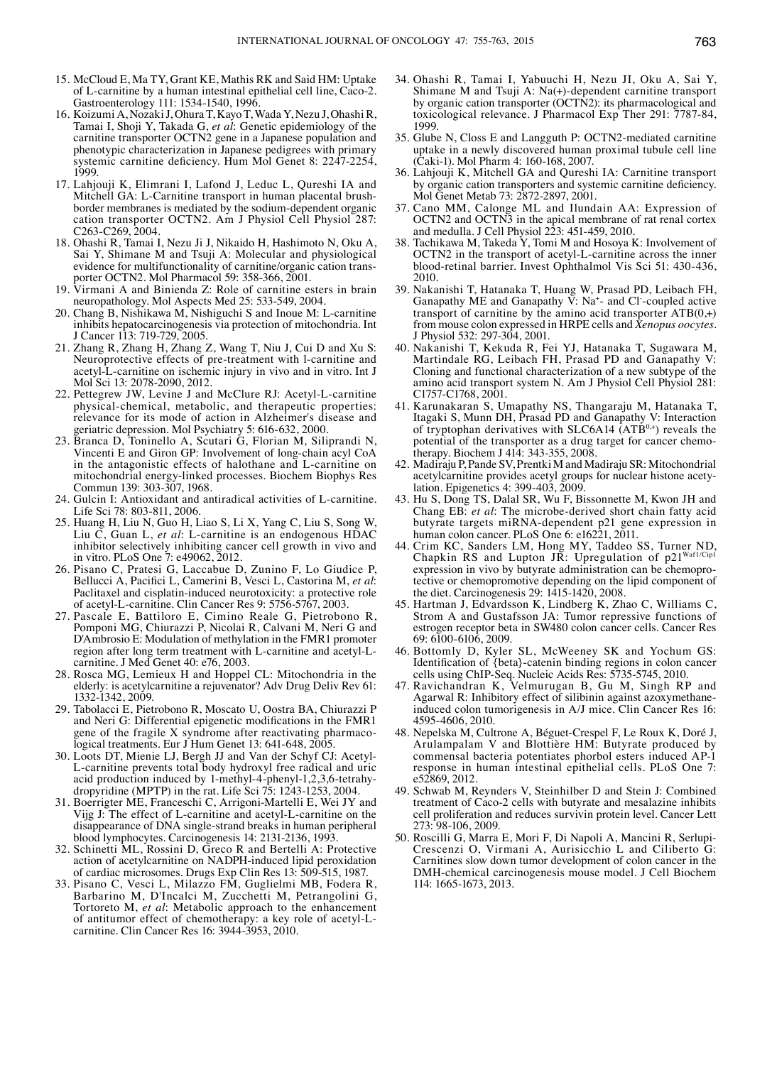15. McCloud E, Ma TY, Grant KE, Mathis RK and Said HM: Uptake of L-carnitine by a human intestinal epithelial cell line, Caco-2. Gastroenterology 111: 1534-1540, 1996.
16. Koizumi A, Nozaki J, Ohura T, Kayo T, Wada Y, Nezu J, Ohashi R, Tamai I, Shoji Y, Takada G, *et al*: Genetic epidemiology of the carnitine transporter OCTN2 gene in a Japanese population and phenotypic characterization in Japanese pedigrees with primary systemic carnitine deficiency. Hum Mol Genet 8: 2247-2254, 1999.
17. Lahjouji K, Elimrani I, Lafond J, Leduc L, Qureshi IA and Mitchell GA: L-Carnitine transport in human placental brush-border membranes is mediated by the sodium-dependent organic cation transporter OCTN2. Am J Physiol Cell Physiol 287: C263-C269, 2004.
18. Ohashi R, Tamai I, Nezu Ji J, Nikaido H, Hashimoto N, Oku A, Sai Y, Shimane M and Tsuji A: Molecular and physiological evidence for multifunctionality of carnitine/organic cation transporter OCTN2. Mol Pharmacol 59: 358-366, 2001.
19. Virmani A and Binienda Z: Role of carnitine esters in brain neuropathology. Mol Aspects Med 25: 533-549, 2004.
20. Chang B, Nishikawa M, Nishiguchi S and Inoue M: L-carnitine inhibits hepatocarcinogenesis via protection of mitochondria. Int J Cancer 113: 719-729, 2005.
21. Zhang R, Zhang H, Zhang Z, Wang T, Niu J, Cui D and Xu S: Neuroprotective effects of pre-treatment with l-carnitine and acetyl-L-carnitine on ischemic injury in vivo and in vitro. Int J Mol Sci 13: 2078-2090, 2012.
22. Pettegrew JW, Levine J and McClure RJ: Acetyl-L-carnitine physical-chemical, metabolic, and therapeutic properties: relevance for its mode of action in Alzheimer's disease and geriatric depression. Mol Psychiatry 5: 616-632, 2000.
23. Branca D, Toninello A, Scutari G, Florian M, Siliprandi N, Vincenti E and Giron GP: Involvement of long-chain acyl CoA in the antagonistic effects of halothane and L-carnitine on mitochondrial energy-linked processes. Biochem Biophys Res Commun 139: 303-307, 1968.
24. Gulcin I: Antioxidant and antiradical activities of L-carnitine. Life Sci 78: 803-811, 2006.
25. Huang H, Liu N, Guo H, Liao S, Li X, Yang C, Liu S, Song W, Liu C, Guan L, *et al*: L-carnitine is an endogenous HDAC inhibitor selectively inhibiting cancer cell growth in vivo and in vitro. PLoS One 7: e49062, 2012.
26. Pisano C, Pratesi G, Laccabue D, Zunino F, Lo Giudice P, Bellucci A, Pacifici L, Camerini B, Vesci L, Castorina M, *et al*: Paclitaxel and cisplatin-induced neurotoxicity: a protective role of acetyl-L-carnitine. Clin Cancer Res 9: 5756-5767, 2003.
27. Pascale E, Battiloro E, Cimino Reale G, Pietrobono R, Pomponi MG, Chiurazzi P, Nicolai R, Calvani M, Neri G and D'Ambrosio E: Modulation of methylation in the FMR1 promoter region after long term treatment with L-carnitine and acetyl-L-carnitine. J Med Genet 40: e76, 2003.
28. Rosca MG, Lemieux H and Hoppel CL: Mitochondria in the elderly: is acetylcarnitine a rejuvenator? Adv Drug Deliv Rev 61: 1332-1342, 2009.
29. Tabolacci E, Pietrobono R, Moscato U, Oostra BA, Chiurazzi P and Neri G: Differential epigenetic modifications in the FMR1 gene of the fragile X syndrome after reactivating pharmacological treatments. Eur J Hum Genet 13: 641-648, 2005.
30. Loots DT, Mienie LJ, Bergh JJ and Van der Schyf CJ: Acetyl-L-carnitine prevents total body hydroxyl free radical and uric acid production induced by 1-methyl-4-phenyl-1,2,3,6-tetrahydropyridine (MPTP) in the rat. Life Sci 75: 1243-1253, 2004.
31. Boerrigter ME, Franceschi C, Arrigoni-Martelli E, Wei JY and Vijg J: The effect of L-carnitine and acetyl-L-carnitine on the disappearance of DNA single-strand breaks in human peripheral blood lymphocytes. Carcinogenesis 14: 2131-2136, 1993.
32. Schinetti ML, Rossini D, Greco R and Bertelli A: Protective action of acetylcarnitine on NADPH-induced lipid peroxidation of cardiac microsomes. Drugs Exp Clin Res 13: 509-515, 1987.
33. Pisano C, Vesci L, Milazzo FM, Guglielmi MB, Fodera R, Barbarino M, D'Incalci M, Zucchetti M, Petrangolini G, Tortoreto M, *et al*: Metabolic approach to the enhancement of antitumor effect of chemotherapy: a key role of acetyl-L-carnitine. Clin Cancer Res 16: 3944-3953, 2010.
34. Ohashi R, Tamai I, Yabuuchi H, Nezu JI, Oku A, Sai Y, Shimane M and Tsuji A: Na(+)-dependent carnitine transport by organic cation transporter (OCTN2): its pharmacological and toxicological relevance. J Pharmacol Exp Ther 291: 7787-84, 1999.
35. Glube N, Closs E and Langguth P: OCTN2-mediated carnitine uptake in a newly discovered human proximal tubule cell line (Caki-1). Mol Pharm 4: 160-168, 2007.
36. Lahjouji K, Mitchell GA and Qureshi IA: Carnitine transport by organic cation transporters and systemic carnitine deficiency. Mol Genet Metab 73: 2872-2897, 2001.
37. Cano MM, Calonge ML and Ilundain AA: Expression of OCTN2 and OCTN3 in the apical membrane of rat renal cortex and medulla. J Cell Physiol 223: 451-459, 2010.
38. Tachikawa M, Takeda Y, Tomi M and Hosoya K: Involvement of OCTN2 in the transport of acetyl-L-carnitine across the inner blood-retinal barrier. Invest Ophthalmol Vis Sci 51: 430-436, 2010.
39. Nakanishi T, Hatanaka T, Huang W, Prasad PD, Leibach FH, Ganapathy ME and Ganapathy V: $Na^+$- and $Cl^-$-coupled active transport of carnitine by the amino acid transporter ATB(0,+) from mouse colon expressed in HRPE cells and *Xenopus oocytes*. J Physiol 532: 297-304, 2001.
40. Nakanishi T, Kekuda R, Fei YJ, Hatanaka T, Sugawara M, Martindale RG, Leibach FH, Prasad PD and Ganapathy V: Cloning and functional characterization of a new subtype of the amino acid transport system N. Am J Physiol Cell Physiol 281: C1757-C1768, 2001.
41. Karunakaran S, Umapathy NS, Thangaraju M, Hatanaka T, Itagaki S, Munn DH, Prasad PD and Ganapathy V: Interaction of tryptophan derivatives with SLC6A14 ($ATB^{0,+}$) reveals the potential of the transporter as a drug target for cancer chemotherapy. Biochem J 414: 343-355, 2008.
42. Madiraju P, Pande SV, Prentki M and Madiraju SR: Mitochondrial acetylcarnitine provides acetyl groups for nuclear histone acetylation. Epigenetics 4: 399-403, 2009.
43. Hu S, Dong TS, Dalal SR, Wu F, Bissonnette M, Kwon JH and Chang EB: *et al*: The microbe-derived short chain fatty acid butyrate targets miRNA-dependent p21 gene expression in human colon cancer. PLoS One 6: e16221, 2011.
44. Crim KC, Sanders LM, Hong MY, Taddeo SS, Turner ND, Chapkin RS and Lupton JR: Upregulation of $p21^{Waf1/Cip1}$ expression in vivo by butyrate administration can be chemoprotective or chemopromotive depending on the lipid component of the diet. Carcinogenesis 29: 1415-1420, 2008.
45. Hartman J, Edvardsson K, Lindberg K, Zhao C, Williams C, Strom A and Gustafsson JA: Tumor repressive functions of estrogen receptor beta in SW480 colon cancer cells. Cancer Res 69: 6100-6106, 2009.
46. Bottomly D, Kyler SL, McWeeney SK and Yochum GS: Identification of {beta}-catenin binding regions in colon cancer cells using ChIP-Seq. Nucleic Acids Res: 5735-5745, 2010.
47. Ravichandran K, Velmurugan B, Gu M, Singh RP and Agarwal R: Inhibitory effect of silibinin against azoxymethane-induced colon tumorigenesis in A/J mice. Clin Cancer Res 16: 4595-4606, 2010.
48. Nepelska M, Cultrone A, Béguet-Crespel F, Le Roux K, Doré J, Arulampalam V and Blottière HM: Butyrate produced by commensal bacteria potentiates phorbol esters induced AP-1 response in human intestinal epithelial cells. PLoS One 7: e52869, 2012.
49. Schwab M, Reynders V, Steinhilber D and Stein J: Combined treatment of Caco-2 cells with butyrate and mesalazine inhibits cell proliferation and reduces survivin protein level. Cancer Lett 273: 98-106, 2009.
50. Roscilli G, Marra E, Mori F, Di Napoli A, Mancini R, Serlupi-Crescenzi O, Virmani A, Aurisicchio L and Ciliberto G: Carnitines slow down tumor development of colon cancer in the DMH-chemical carcinogenesis mouse model. J Cell Biochem 114: 1665-1673, 2013.